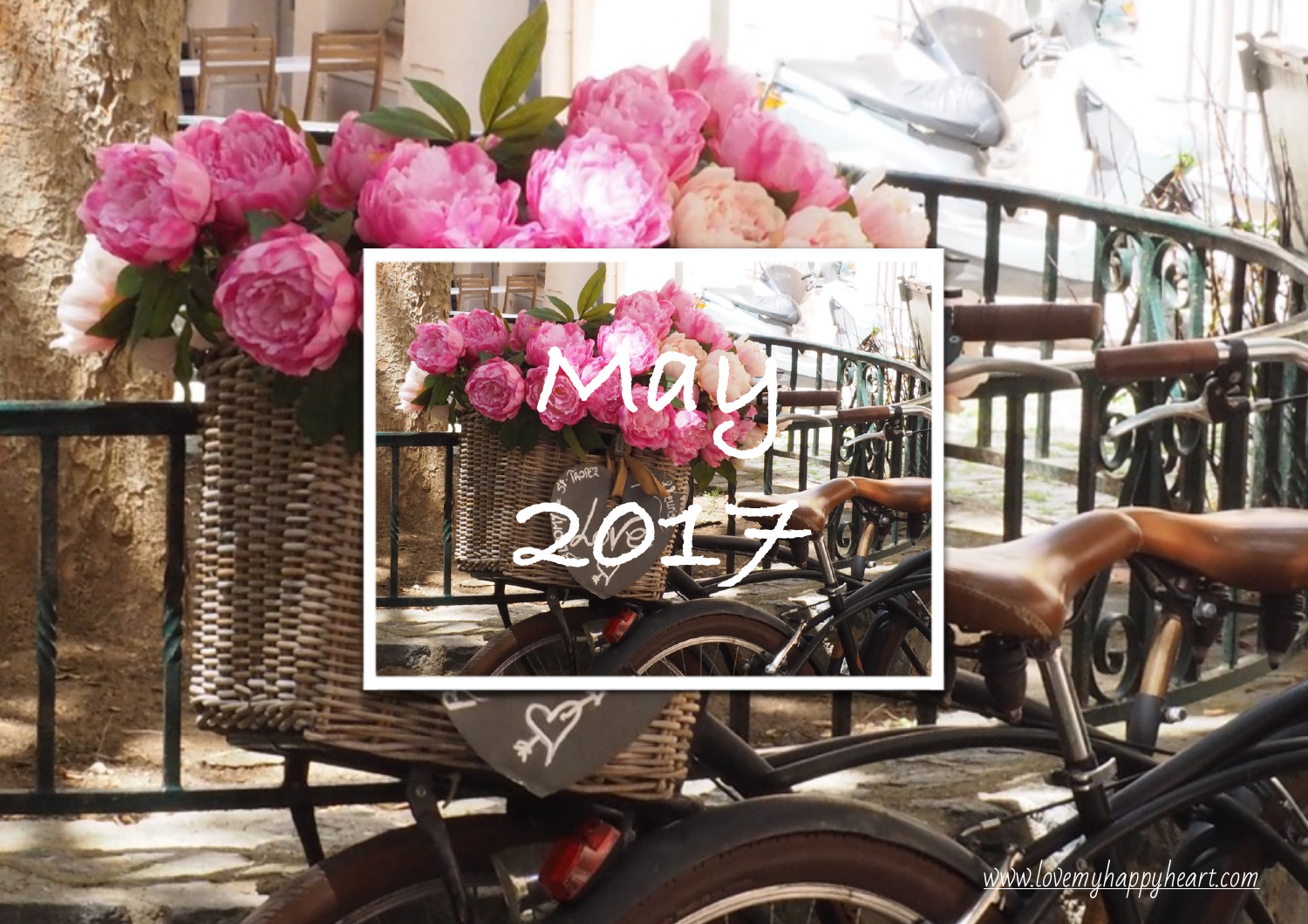# May 2017

www.lovemyhappyheart.com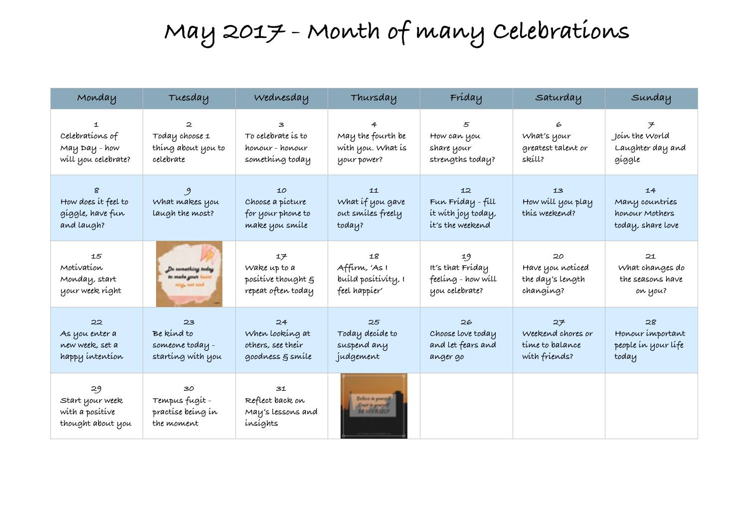# May 2017 - Month of many Celebrations

| Monday | Tuesday | Wednesday | Thursday | Friday | Saturday | Sunday |
|---|---|---|---|---|---|---|
| 1 Celebrations of May Day - how will you celebrate? | 2 Today choose 1 thing about you to celebrate | 3 To celebrate is to honour - honour something today | 4 May the fourth be with you. What is your power? | 5 How can you share your strengths today? | 6 What's your greatest talent or skill? | 7 Join the World Laughter day and giggle |
| 8 How does it feel to giggle, have fun and laugh? | 9 What makes you laugh the most? | 10 Choose a picture for your phone to make you smile | 11 What if you gave out smiles freely today? | 12 Fun Friday - fill it with joy today, it's the weekend | 13 How will you play this weekend? | 14 Many countries honour Mothers today, share love |
| 15 Motivation Monday, start your week right | | 17 Wake up to a positive thought & repeat often today | 18 Affirm, 'As I build positivity, I feel happier' | 19 It's that Friday feeling - how will you celebrate? | 20 Have you noticed the day's length changing? | 21 What changes do the seasons have on you? |
| 22 As you enter a new week, set a happy intention | 23 Be kind to someone today - starting with you | 24 When looking at others, see their goodness & smile | 25 Today decide to suspend any judgement | 26 Choose love today and let fears and anger go | 27 Weekend chores or time to balance with friends? | 28 Honour important people in your life today |
| 29 Start your week with a positive thought about you | 30 Tempus fugit - practise being in the moment | 31 Reflect back on May's lessons and insights | | | | |